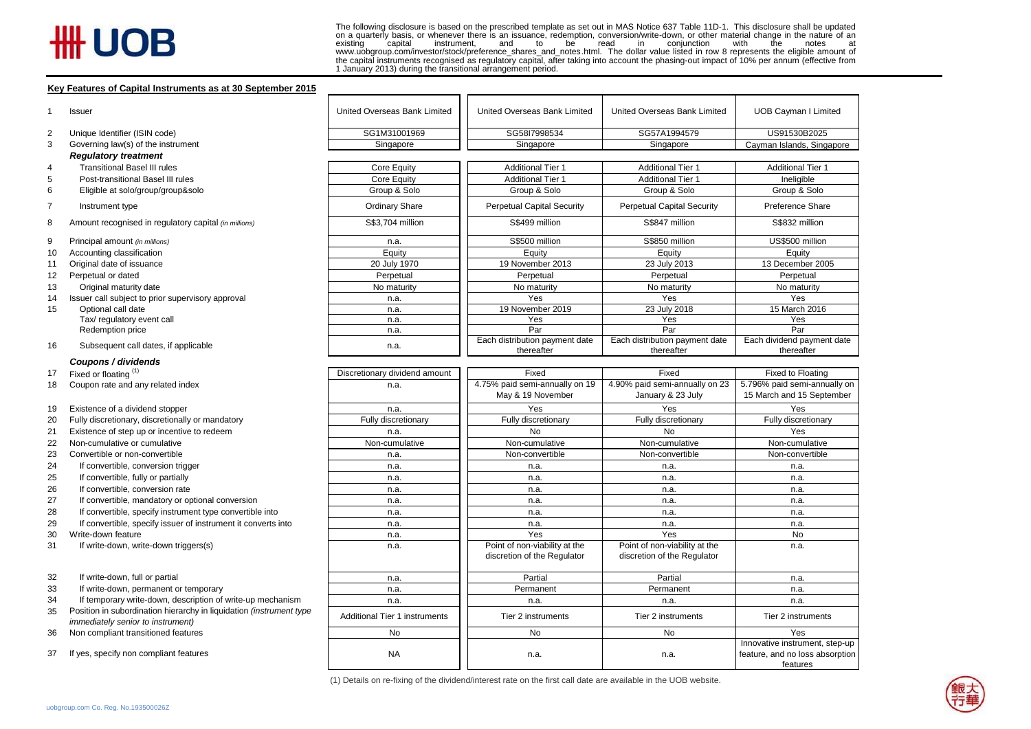UOB

The following disclosure is based on the prescribed template as set out in MAS Notice 637 Table 11D-1. This disclosure shall be updated on a quarterly basis, or whenever there is an issuance, redemption, conversion/write-down, or other material change in the nature of an existing capital instrument, and to be read in conjunction with the notes at www.uobgroup.com/investor/stock/preference_shares_and_notes.html. The dollar value listed in row 8 represents the eligible amount of the capital instruments recognised as regulatory capital, after taking into account the phasing-out impact of 10% per annum (effective from 1 January 2013) during the transitional arrangement period.

**Key Features of Capital Instruments as at 30 September 2015**

| | | | | | |
|---|---|---|---|---|---|
| 1 | Issuer | United Overseas Bank Limited | United Overseas Bank Limited | United Overseas Bank Limited | UOB Cayman I Limited |
| 2 | Unique Identifier (ISIN code) | SG1M31001969 | SG58I7998534 | SG57A1994579 | US91530B2025 |
| 3 | Governing law(s) of the instrument | Singapore | Singapore | Singapore | Cayman Islands, Singapore |
| | ***Regulatory treatment*** | | | | |
| 4 | Transitional Basel III rules | Core Equity | Additional Tier 1 | Additional Tier 1 | Additional Tier 1 |
| 5 | Post-transitional Basel III rules | Core Equity | Additional Tier 1 | Additional Tier 1 | Ineligible |
| 6 | Eligible at solo/group/group&solo | Group & Solo | Group & Solo | Group & Solo | Group & Solo |
| 7 | Instrument type | Ordinary Share | Perpetual Capital Security | Perpetual Capital Security | Preference Share |
| 8 | Amount recognised in regulatory capital *(in millions)* | S$3,704 million | S$499 million | S$847 million | S$832 million |
| 9 | Principal amount *(in millions)* | n.a. | S$500 million | S$850 million | US$500 million |
| 10 | Accounting classification | Equity | Equity | Equity | Equity |
| 11 | Original date of issuance | 20 July 1970 | 19 November 2013 | 23 July 2013 | 13 December 2005 |
| 12 | Perpetual or dated | Perpetual | Perpetual | Perpetual | Perpetual |
| 13 | Original maturity date | No maturity | No maturity | No maturity | No maturity |
| 14 | Issuer call subject to prior supervisory approval | n.a. | Yes | Yes | Yes |
| 15 | Optional call date | n.a. | 19 November 2019 | 23 July 2018 | 15 March 2016 |
| | Tax/ regulatory event call | n.a. | Yes | Yes | Yes |
| | Redemption price | n.a. | Par | Par | Par |
| 16 | Subsequent call dates, if applicable | n.a. | Each distribution payment date thereafter | Each distribution payment date thereafter | Each dividend payment date thereafter |
| | ***Coupons / dividends*** | | | | |
| 17 | Fixed or floating [(1)] | Discretionary dividend amount | Fixed | Fixed | Fixed to Floating |
| 18 | Coupon rate and any related index | n.a. | 4.75% paid semi-annually on 19 May & 19 November | 4.90% paid semi-annually on 23 January & 23 July | 5.796% paid semi-annually on 15 March and 15 September |
| 19 | Existence of a dividend stopper | n.a. | Yes | Yes | Yes |
| 20 | Fully discretionary, discretionally or mandatory | Fully discretionary | Fully discretionary | Fully discretionary | Fully discretionary |
| 21 | Existence of step up or incentive to redeem | n.a. | No | No | Yes |
| 22 | Non-cumulative or cumulative | Non-cumulative | Non-cumulative | Non-cumulative | Non-cumulative |
| 23 | Convertible or non-convertible | n.a. | Non-convertible | Non-convertible | Non-convertible |
| 24 | If convertible, conversion trigger | n.a. | n.a. | n.a. | n.a. |
| 25 | If convertible, fully or partially | n.a. | n.a. | n.a. | n.a. |
| 26 | If convertible, conversion rate | n.a. | n.a. | n.a. | n.a. |
| 27 | If convertible, mandatory or optional conversion | n.a. | n.a. | n.a. | n.a. |
| 28 | If convertible, specify instrument type convertible into | n.a. | n.a. | n.a. | n.a. |
| 29 | If convertible, specify issuer of instrument it converts into | n.a. | n.a. | n.a. | n.a. |
| 30 | Write-down feature | n.a. | Yes | Yes | No |
| 31 | If write-down, write-down triggers(s) | n.a. | Point of non-viability at the discretion of the Regulator | Point of non-viability at the discretion of the Regulator | n.a. |
| 32 | If write-down, full or partial | n.a. | Partial | Partial | n.a. |
| 33 | If write-down, permanent or temporary | n.a. | Permanent | Permanent | n.a. |
| 34 | If temporary write-down, description of write-up mechanism | n.a. | n.a. | n.a. | n.a. |
| 35 | Position in subordination hierarchy in liquidation *(instrument type immediately senior to instrument)* | Additional Tier 1 instruments | Tier 2 instruments | Tier 2 instruments | Tier 2 instruments |
| 36 | Non compliant transitioned features | No | No | No | Yes |
| 37 | If yes, specify non compliant features | NA | n.a. | n.a. | Innovative instrument, step-up feature, and no loss absorption features |

(1) Details on re-fixing of the dividend/interest rate on the first call date are available in the UOB website.

uobgroup.com Co. Reg. No.193500026Z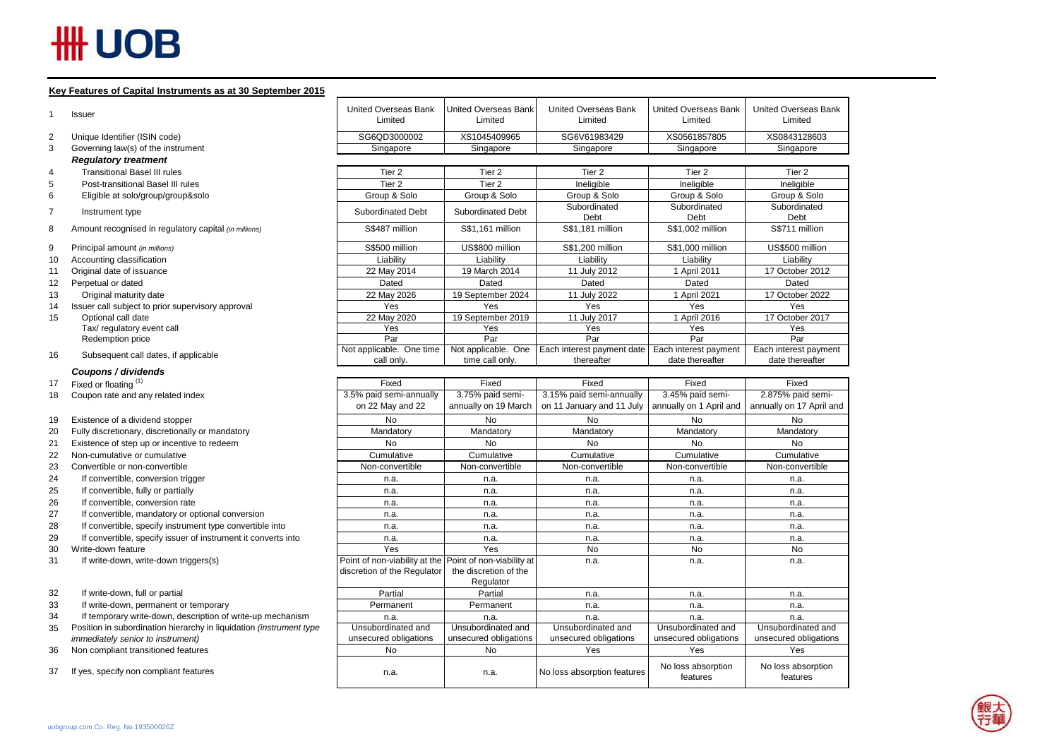**Key Features of Capital Instruments as at 30 September 2015**

| | | | | | | |
|---|---|---|---|---|---|---|
| 1 | Issuer | United Overseas Bank Limited | United Overseas Bank Limited | United Overseas Bank Limited | United Overseas Bank Limited | United Overseas Bank Limited |
| 2 | Unique Identifier (ISIN code) | SG6QD3000002 | XS1045409965 | SG6V61983429 | XS0561857805 | XS0843128603 |
| 3 | Governing law(s) of the instrument | Singapore | Singapore | Singapore | Singapore | Singapore |
| | ***Regulatory treatment*** | | | | | |
| 4 | Transitional Basel III rules | Tier 2 | Tier 2 | Tier 2 | Tier 2 | Tier 2 |
| 5 | Post-transitional Basel III rules | Tier 2 | Tier 2 | Ineligible | Ineligible | Ineligible |
| 6 | Eligible at solo/group/group&solo | Group & Solo | Group & Solo | Group & Solo | Group & Solo | Group & Solo |
| 7 | Instrument type | Subordinated Debt | Subordinated Debt | Subordinated Debt | Subordinated Debt | Subordinated Debt |
| 8 | Amount recognised in regulatory capital *(in millions)* | S$487 million | S$1,161 million | S$1,181 million | S$1,002 million | S$711 million |
| 9 | Principal amount *(in millions)* | S$500 million | US$800 million | S$1,200 million | S$1,000 million | US$500 million |
| 10 | Accounting classification | Liability | Liability | Liability | Liability | Liability |
| 11 | Original date of issuance | 22 May 2014 | 19 March 2014 | 11 July 2012 | 1 April 2011 | 17 October 2012 |
| 12 | Perpetual or dated | Dated | Dated | Dated | Dated | Dated |
| 13 | Original maturity date | 22 May 2026 | 19 September 2024 | 11 July 2022 | 1 April 2021 | 17 October 2022 |
| 14 | Issuer call subject to prior supervisory approval | Yes | Yes | Yes | Yes | Yes |
| 15 | Optional call date | 22 May 2020 | 19 September 2019 | 11 July 2017 | 1 April 2016 | 17 October 2017 |
| | Tax/ regulatory event call | Yes | Yes | Yes | Yes | Yes |
| | Redemption price | Par | Par | Par | Par | Par |
| 16 | Subsequent call dates, if applicable | Not applicable. One time call only. | Not applicable. One time call only. | Each interest payment date thereafter | Each interest payment date thereafter | Each interest payment date thereafter |
| | ***Coupons / dividends*** | | | | | |
| 17 | Fixed or floating [(1)] | Fixed | Fixed | Fixed | Fixed | Fixed |
| 18 | Coupon rate and any related index | 3.5% paid semi-annually on 22 May and 22 | 3.75% paid semi-annually on 19 March | 3.15% paid semi-annually on 11 January and 11 July | 3.45% paid semi-annually on 1 April and | 2.875% paid semi-annually on 17 April and |
| 19 | Existence of a dividend stopper | No | No | No | No | No |
| 20 | Fully discretionary, discretionally or mandatory | Mandatory | Mandatory | Mandatory | Mandatory | Mandatory |
| 21 | Existence of step up or incentive to redeem | No | No | No | No | No |
| 22 | Non-cumulative or cumulative | Cumulative | Cumulative | Cumulative | Cumulative | Cumulative |
| 23 | Convertible or non-convertible | Non-convertible | Non-convertible | Non-convertible | Non-convertible | Non-convertible |
| 24 | If convertible, conversion trigger | n.a. | n.a. | n.a. | n.a. | n.a. |
| 25 | If convertible, fully or partially | n.a. | n.a. | n.a. | n.a. | n.a. |
| 26 | If convertible, conversion rate | n.a. | n.a. | n.a. | n.a. | n.a. |
| 27 | If convertible, mandatory or optional conversion | n.a. | n.a. | n.a. | n.a. | n.a. |
| 28 | If convertible, specify instrument type convertible into | n.a. | n.a. | n.a. | n.a. | n.a. |
| 29 | If convertible, specify issuer of instrument it converts into | n.a. | n.a. | n.a. | n.a. | n.a. |
| 30 | Write-down feature | Yes | Yes | No | No | No |
| 31 | If write-down, write-down triggers(s) | Point of non-viability at the discretion of the Regulator | Point of non-viability at the discretion of the Regulator | n.a. | n.a. | n.a. |
| 32 | If write-down, full or partial | Partial | Partial | n.a. | n.a. | n.a. |
| 33 | If write-down, permanent or temporary | Permanent | Permanent | n.a. | n.a. | n.a. |
| 34 | If temporary write-down, description of write-up mechanism | n.a. | n.a. | n.a. | n.a. | n.a. |
| 35 | Position in subordination hierarchy in liquidation *(instrument type immediately senior to instrument)* | Unsubordinated and unsecured obligations | Unsubordinated and unsecured obligations | Unsubordinated and unsecured obligations | Unsubordinated and unsecured obligations | Unsubordinated and unsecured obligations |
| 36 | Non compliant transitioned features | No | No | Yes | Yes | Yes |
| 37 | If yes, specify non compliant features | n.a. | n.a. | No loss absorption features | No loss absorption features | No loss absorption features |

uobgroup.com Co. Reg. No.193500026Z